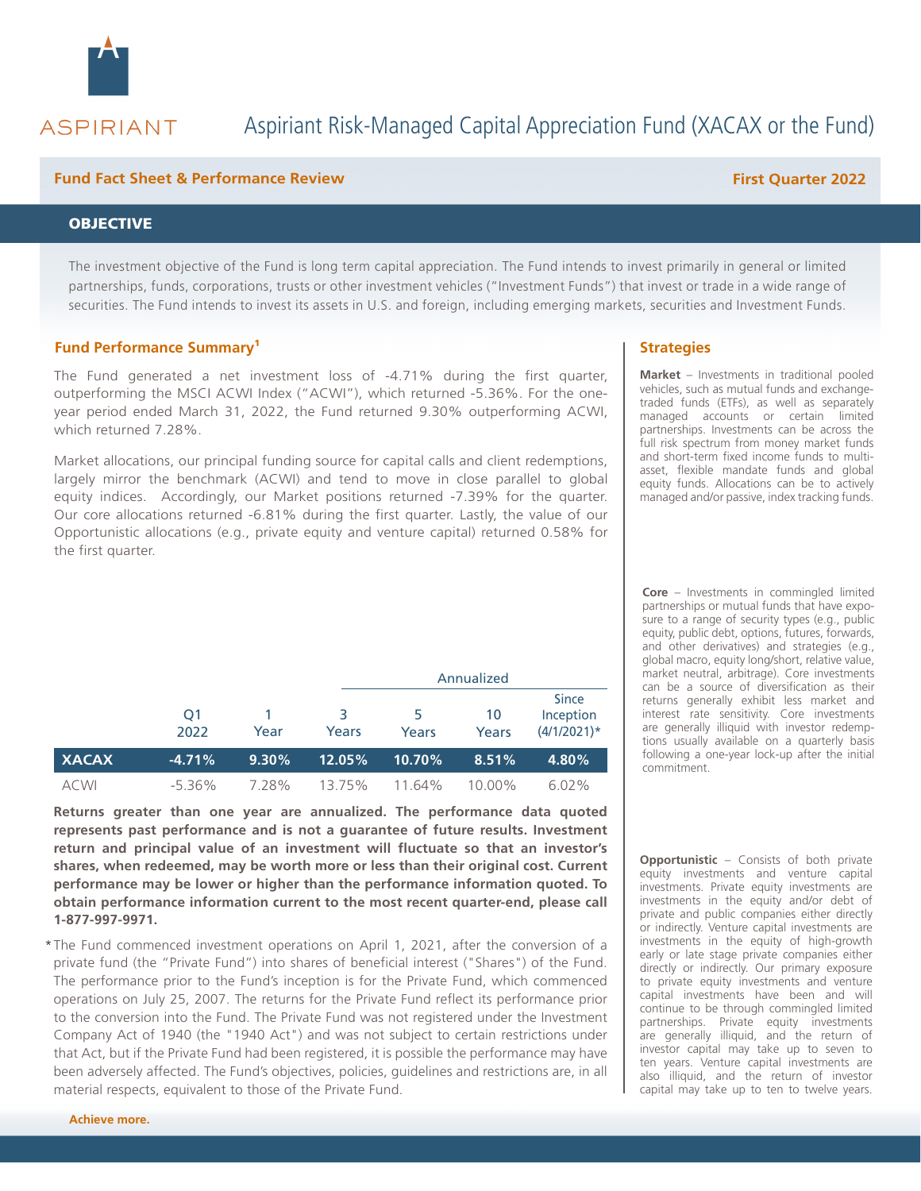ASPIRIANT

# Aspiriant Risk-Managed Capital Appreciation Fund (XACAX or the Fund)

**Fund Fact Sheet & Performance Review** — **First Quarter 2022**

## OBJECTIVE

The investment objective of the Fund is long term capital appreciation. The Fund intends to invest primarily in general or limited partnerships, funds, corporations, trusts or other investment vehicles ("Investment Funds") that invest or trade in a wide range of securities. The Fund intends to invest its assets in U.S. and foreign, including emerging markets, securities and Investment Funds.

### Fund Performance Summary[1]

The Fund generated a net investment loss of -4.71% during the first quarter, outperforming the MSCI ACWI Index ("ACWI"), which returned -5.36%. For the one-year period ended March 31, 2022, the Fund returned 9.30% outperforming ACWI, which returned 7.28%.

Market allocations, our principal funding source for capital calls and client redemptions, largely mirror the benchmark (ACWI) and tend to move in close parallel to global equity indices. Accordingly, our Market positions returned -7.39% for the quarter. Our core allocations returned -6.81% during the first quarter. Lastly, the value of our Opportunistic allocations (e.g., private equity and venture capital) returned 0.58% for the first quarter.

| | | | Annualized | | | |
|---|---|---|---|---|---|---|
| | Q1 2022 | 1 Year | 3 Years | 5 Years | 10 Years | Since Inception (4/1/2021)* |
| **XACAX** | **-4.71%** | **9.30%** | **12.05%** | **10.70%** | **8.51%** | **4.80%** |
| ACWI | -5.36% | 7.28% | 13.75% | 11.64% | 10.00% | 6.02% |

**Returns greater than one year are annualized. The performance data quoted represents past performance and is not a guarantee of future results. Investment return and principal value of an investment will fluctuate so that an investor's shares, when redeemed, may be worth more or less than their original cost. Current performance may be lower or higher than the performance information quoted. To obtain performance information current to the most recent quarter-end, please call 1-877-997-9971.**

*The Fund commenced investment operations on April 1, 2021, after the conversion of a private fund (the "Private Fund") into shares of beneficial interest ("Shares") of the Fund. The performance prior to the Fund's inception is for the Private Fund, which commenced operations on July 25, 2007. The returns for the Private Fund reflect its performance prior to the conversion into the Fund. The Private Fund was not registered under the Investment Company Act of 1940 (the "1940 Act") and was not subject to certain restrictions under that Act, but if the Private Fund had been registered, it is possible the performance may have been adversely affected. The Fund's objectives, policies, guidelines and restrictions are, in all material respects, equivalent to those of the Private Fund.

### Strategies

**Market** – Investments in traditional pooled vehicles, such as mutual funds and exchange-traded funds (ETFs), as well as separately managed accounts or certain limited partnerships. Investments can be across the full risk spectrum from money market funds and short-term fixed income funds to multi-asset, flexible mandate funds and global equity funds. Allocations can be to actively managed and/or passive, index tracking funds.

**Core** – Investments in commingled limited partnerships or mutual funds that have exposure to a range of security types (e.g., public equity, public debt, options, futures, forwards, and other derivatives) and strategies (e.g., global macro, equity long/short, relative value, market neutral, arbitrage). Core investments can be a source of diversification as their returns generally exhibit less market and interest rate sensitivity. Core investments are generally illiquid with investor redemptions usually available on a quarterly basis following a one-year lock-up after the initial commitment.

**Opportunistic** – Consists of both private equity investments and venture capital investments. Private equity investments are investments in the equity and/or debt of private and public companies either directly or indirectly. Venture capital investments are investments in the equity of high-growth early or late stage private companies either directly or indirectly. Our primary exposure to private equity investments and venture capital investments have been and will continue to be through commingled limited partnerships. Private equity investments are generally illiquid, and the return of investor capital may take up to seven to ten years. Venture capital investments are also illiquid, and the return of investor capital may take up to ten to twelve years.

**Achieve more.**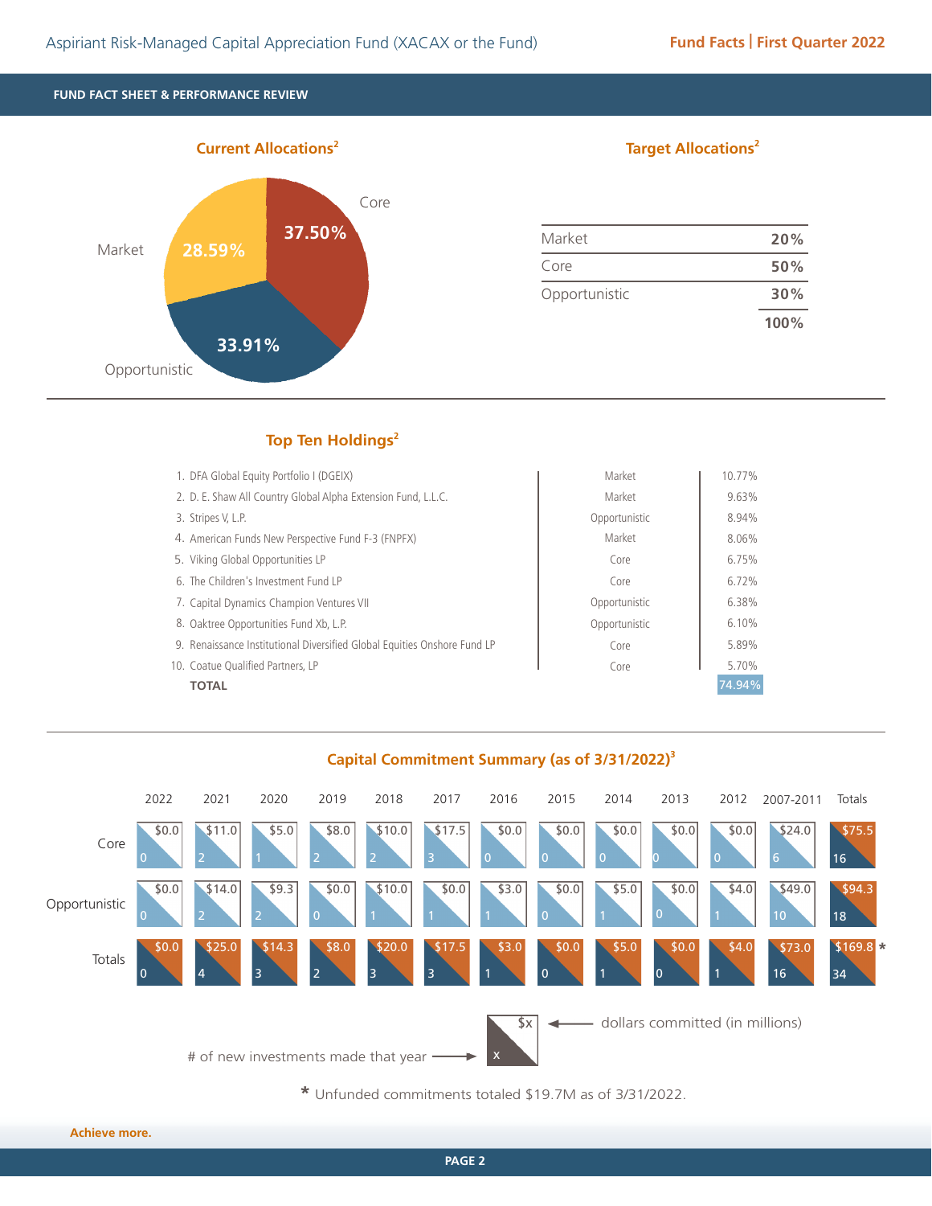## FUND FACT SHEET & PERFORMANCE REVIEW

### Current Allocations[2]

| Category | Allocation |
|---|---|
| Core | 37.50% |
| Opportunistic | 33.91% |
| Market | 28.59% |

### Target Allocations[2]

| | |
|---|---|
| Market | 20% |
| Core | 50% |
| Opportunistic | 30% |
| | 100% |

### Top Ten Holdings[2]

| | Holding | Category | Weight |
|---|---|---|---|
| 1. | DFA Global Equity Portfolio I (DGEIX) | Market | 10.77% |
| 2. | D. E. Shaw All Country Global Alpha Extension Fund, L.L.C. | Market | 9.63% |
| 3. | Stripes V, L.P. | Opportunistic | 8.94% |
| 4. | American Funds New Perspective Fund F-3 (FNPFX) | Market | 8.06% |
| 5. | Viking Global Opportunities LP | Core | 6.75% |
| 6. | The Children's Investment Fund LP | Core | 6.72% |
| 7. | Capital Dynamics Champion Ventures VII | Opportunistic | 6.38% |
| 8. | Oaktree Opportunities Fund Xb, L.P. | Opportunistic | 6.10% |
| 9. | Renaissance Institutional Diversified Global Equities Onshore Fund LP | Core | 5.89% |
| 10. | Coatue Qualified Partners, LP | Core | 5.70% |
| | **TOTAL** | | 74.94% |

### Capital Commitment Summary (as of 3/31/2022)[3]

Each cell: dollars committed (in millions) / # of new investments made that year

| | 2022 | 2021 | 2020 | 2019 | 2018 | 2017 | 2016 | 2015 | 2014 | 2013 | 2012 | 2007-2011 | Totals |
|---|---|---|---|---|---|---|---|---|---|---|---|---|---|
| Core | $0.0 / 0 | $11.0 / 2 | $5.0 / 1 | $8.0 / 2 | $10.0 / 2 | $17.5 / 3 | $0.0 / 0 | $0.0 / 0 | $0.0 / 0 | $0.0 / 0 | $0.0 / 0 | $24.0 / 6 | $75.5 / 16 |
| Opportunistic | $0.0 / 0 | $14.0 / 2 | $9.3 / 2 | $0.0 / 0 | $10.0 / 1 | $0.0 / 1 | $3.0 / 1 | $0.0 / 0 | $5.0 / 1 | $0.0 / 0 | $4.0 / 1 | $49.0 / 10 | $94.3 / 18 |
| Totals | $0.0 / 0 | $25.0 / 4 | $14.3 / 3 | $8.0 / 2 | $20.0 / 3 | $17.5 / 3 | $3.0 / 1 | $0.0 / 0 | $5.0 / 1 | $0.0 / 0 | $4.0 / 1 | $73.0 / 16 | $169.8 / 34 * |

$x ← dollars committed (in millions)

# of new investments made that year → x

* Unfunded commitments totaled $19.7M as of 3/31/2022.

Achieve more.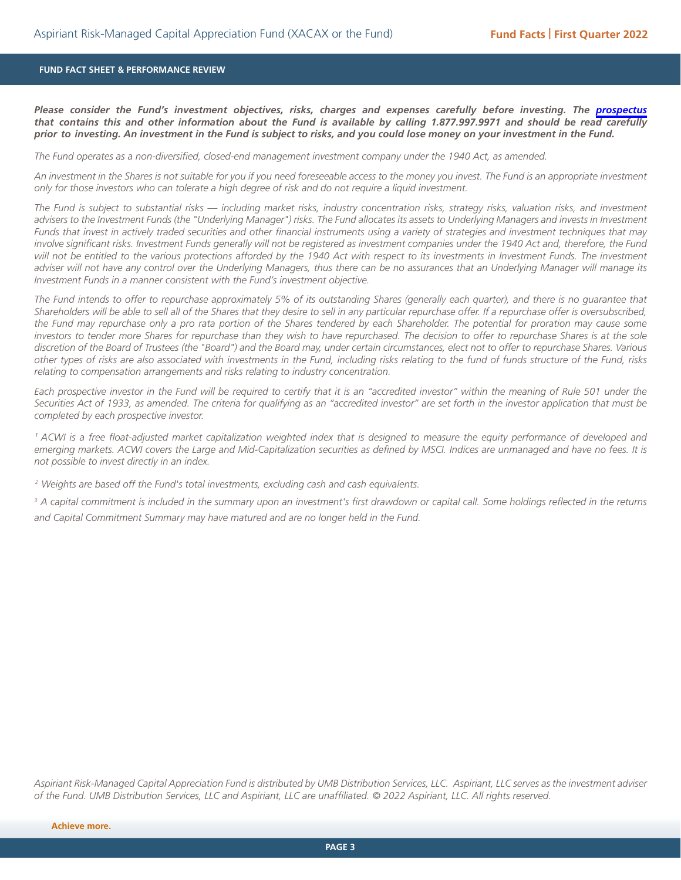**FUND FACT SHEET & PERFORMANCE REVIEW**

***Please consider the Fund's investment objectives, risks, charges and expenses carefully before investing. The prospectus that contains this and other information about the Fund is available by calling 1.877.997.9971 and should be read carefully prior to investing. An investment in the Fund is subject to risks, and you could lose money on your investment in the Fund.***

*The Fund operates as a non-diversified, closed-end management investment company under the 1940 Act, as amended.*

*An investment in the Shares is not suitable for you if you need foreseeable access to the money you invest. The Fund is an appropriate investment only for those investors who can tolerate a high degree of risk and do not require a liquid investment.*

*The Fund is subject to substantial risks — including market risks, industry concentration risks, strategy risks, valuation risks, and investment advisers to the Investment Funds (the "Underlying Manager") risks. The Fund allocates its assets to Underlying Managers and invests in Investment Funds that invest in actively traded securities and other financial instruments using a variety of strategies and investment techniques that may involve significant risks. Investment Funds generally will not be registered as investment companies under the 1940 Act and, therefore, the Fund will not be entitled to the various protections afforded by the 1940 Act with respect to its investments in Investment Funds. The investment adviser will not have any control over the Underlying Managers, thus there can be no assurances that an Underlying Manager will manage its Investment Funds in a manner consistent with the Fund's investment objective.*

*The Fund intends to offer to repurchase approximately 5% of its outstanding Shares (generally each quarter), and there is no guarantee that Shareholders will be able to sell all of the Shares that they desire to sell in any particular repurchase offer. If a repurchase offer is oversubscribed, the Fund may repurchase only a pro rata portion of the Shares tendered by each Shareholder. The potential for proration may cause some investors to tender more Shares for repurchase than they wish to have repurchased. The decision to offer to repurchase Shares is at the sole discretion of the Board of Trustees (the "Board") and the Board may, under certain circumstances, elect not to offer to repurchase Shares. Various other types of risks are also associated with investments in the Fund, including risks relating to the fund of funds structure of the Fund, risks relating to compensation arrangements and risks relating to industry concentration.*

*Each prospective investor in the Fund will be required to certify that it is an "accredited investor" within the meaning of Rule 501 under the Securities Act of 1933, as amended. The criteria for qualifying as an "accredited investor" are set forth in the investor application that must be completed by each prospective investor.*

*[1] ACWI is a free float-adjusted market capitalization weighted index that is designed to measure the equity performance of developed and emerging markets. ACWI covers the Large and Mid-Capitalization securities as defined by MSCI. Indices are unmanaged and have no fees. It is not possible to invest directly in an index.*

*[2] Weights are based off the Fund's total investments, excluding cash and cash equivalents.*

*[3] A capital commitment is included in the summary upon an investment's first drawdown or capital call. Some holdings reflected in the returns and Capital Commitment Summary may have matured and are no longer held in the Fund.*

*Aspiriant Risk-Managed Capital Appreciation Fund is distributed by UMB Distribution Services, LLC. Aspiriant, LLC serves as the investment adviser of the Fund. UMB Distribution Services, LLC and Aspiriant, LLC are unaffiliated. © 2022 Aspiriant, LLC. All rights reserved.*